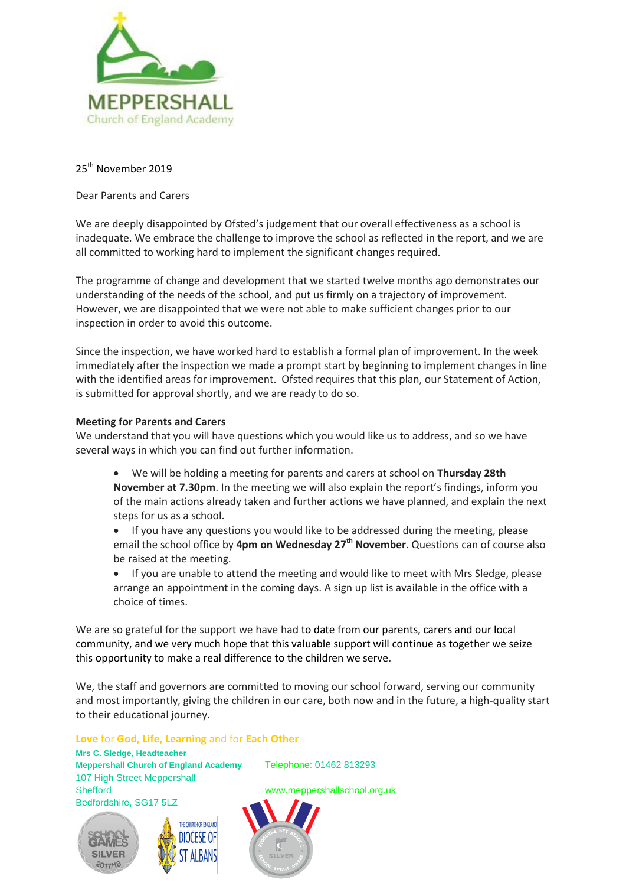MEPPERSHALL

Church of England Academy

25th November 2019

Dear Parents and Carers

We are deeply disappointed by Ofsted's judgement that our overall effectiveness as a school is inadequate. We embrace the challenge to improve the school as reflected in the report, and we are all committed to working hard to implement the significant changes required.

The programme of change and development that we started twelve months ago demonstrates our understanding of the needs of the school, and put us firmly on a trajectory of improvement. However, we are disappointed that we were not able to make sufficient changes prior to our inspection in order to avoid this outcome.

Since the inspection, we have worked hard to establish a formal plan of improvement. In the week immediately after the inspection we made a prompt start by beginning to implement changes in line with the identified areas for improvement. Ofsted requires that this plan, our Statement of Action, is submitted for approval shortly, and we are ready to do so.

**Meeting for Parents and Carers**

We understand that you will have questions which you would like us to address, and so we have several ways in which you can find out further information.

- We will be holding a meeting for parents and carers at school on **Thursday 28th November at 7.30pm**. In the meeting we will also explain the report's findings, inform you of the main actions already taken and further actions we have planned, and explain the next steps for us as a school.
- If you have any questions you would like to be addressed during the meeting, please email the school office by **4pm on Wednesday 27th November**. Questions can of course also be raised at the meeting.
- If you are unable to attend the meeting and would like to meet with Mrs Sledge, please arrange an appointment in the coming days. A sign up list is available in the office with a choice of times.

We are so grateful for the support we have had to date from our parents, carers and our local community, and we very much hope that this valuable support will continue as together we seize this opportunity to make a real difference to the children we serve.

We, the staff and governors are committed to moving our school forward, serving our community and most importantly, giving the children in our care, both now and in the future, a high-quality start to their educational journey.

**Love** for **God, Life, Learning** and for **Each Other**

**Mrs C. Sledge, Headteacher**
**Meppershall Church of England Academy**
107 High Street Meppershall
Shefford
Bedfordshire, SG17 5LZ

Telephone: 01462 813293
www.meppershallschool.org.uk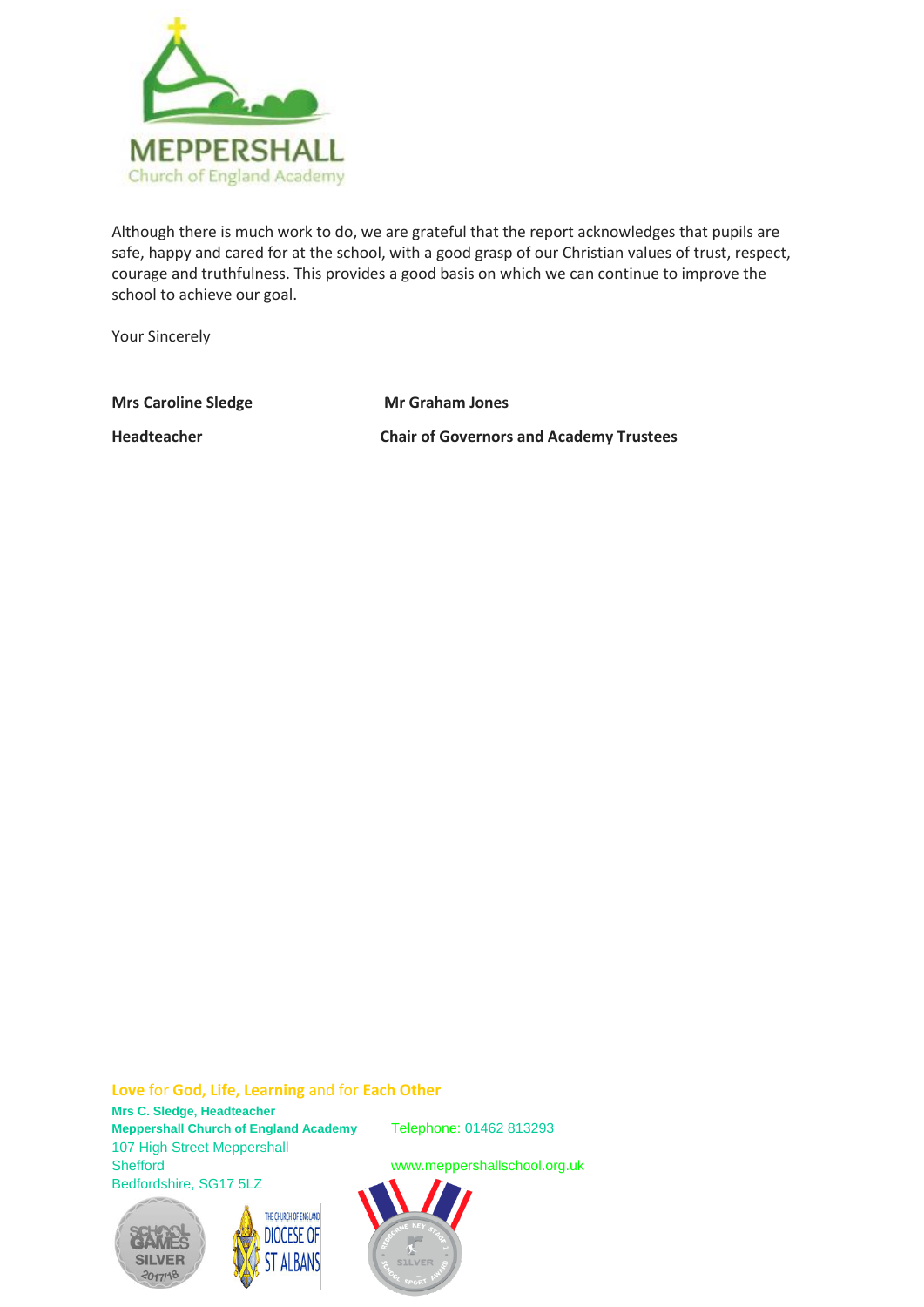MEPPERSHALL
Church of England Academy

Although there is much work to do, we are grateful that the report acknowledges that pupils are safe, happy and cared for at the school, with a good grasp of our Christian values of trust, respect, courage and truthfulness. This provides a good basis on which we can continue to improve the school to achieve our goal.

Your Sincerely

**Mrs Caroline Sledge**
**Headteacher**

**Mr Graham Jones**
**Chair of Governors and Academy Trustees**

**Love** for **God, Life, Learning** and for **Each Other**

**Mrs C. Sledge, Headteacher**
**Meppershall Church of England Academy**
107 High Street Meppershall
Shefford
Bedfordshire, SG17 5LZ

Telephone: 01462 813293

www.meppershallschool.org.uk